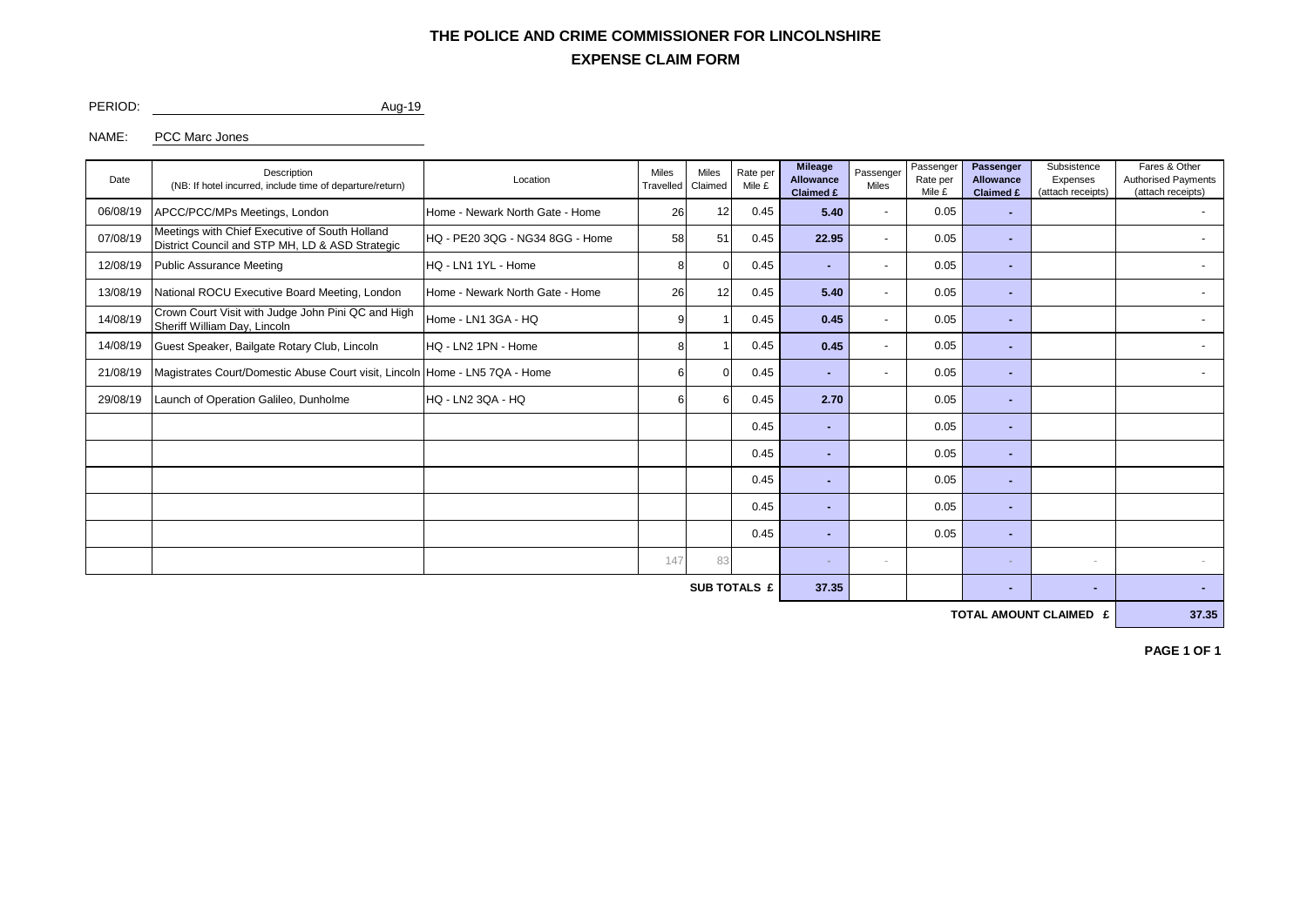# THE POLICE AND CRIME COMMISSIONER FOR LINCOLNSHIRE

## EXPENSE CLAIM FORM

PERIOD: Aug-19

NAME: PCC Marc Jones

| Date | Description (NB: If hotel incurred, include time of departure/return) | Location | Miles Travelled | Miles Claimed | Rate per Mile £ | **Mileage Allowance Claimed £** | Passenger Miles | Passenger Rate per Mile £ | **Passenger Allowance Claimed £** | Subsistence Expenses (attach receipts) | Fares & Other Authorised Payments (attach receipts) |
|---|---|---|---|---|---|---|---|---|---|---|---|
| 06/08/19 | APCC/PCC/MPs Meetings, London | Home - Newark North Gate - Home | 26 | 12 | 0.45 | **5.40** | - | 0.05 | **-** | | - |
| 07/08/19 | Meetings with Chief Executive of South Holland District Council and STP MH, LD & ASD Strategic | HQ - PE20 3QG - NG34 8GG - Home | 58 | 51 | 0.45 | **22.95** | - | 0.05 | **-** | | - |
| 12/08/19 | Public Assurance Meeting | HQ - LN1 1YL - Home | 8 | 0 | 0.45 | **-** | - | 0.05 | **-** | | - |
| 13/08/19 | National ROCU Executive Board Meeting, London | Home - Newark North Gate - Home | 26 | 12 | 0.45 | **5.40** | - | 0.05 | **-** | | - |
| 14/08/19 | Crown Court Visit with Judge John Pini QC and High Sheriff William Day, Lincoln | Home - LN1 3GA - HQ | 9 | 1 | 0.45 | **0.45** | - | 0.05 | **-** | | - |
| 14/08/19 | Guest Speaker, Bailgate Rotary Club, Lincoln | HQ - LN2 1PN - Home | 8 | 1 | 0.45 | **0.45** | - | 0.05 | **-** | | - |
| 21/08/19 | Magistrates Court/Domestic Abuse Court visit, Lincoln | Home - LN5 7QA - Home | 6 | 0 | 0.45 | **-** | - | 0.05 | **-** | | - |
| 29/08/19 | Launch of Operation Galileo, Dunholme | HQ - LN2 3QA - HQ | 6 | 6 | 0.45 | **2.70** | | 0.05 | **-** | | |
| | | | | | 0.45 | **-** | | 0.05 | **-** | | |
| | | | | | 0.45 | **-** | | 0.05 | **-** | | |
| | | | | | 0.45 | **-** | | 0.05 | **-** | | |
| | | | | | 0.45 | **-** | | 0.05 | **-** | | |
| | | | | | 0.45 | **-** | | 0.05 | **-** | | |
| | | | 147 | 83 | | - | - | | - | - | - |
| | | | | | **SUB TOTALS £** | **37.35** | | | **-** | **-** | **-** |
| | | | | | | | | | | **TOTAL AMOUNT CLAIMED £** | **37.35** |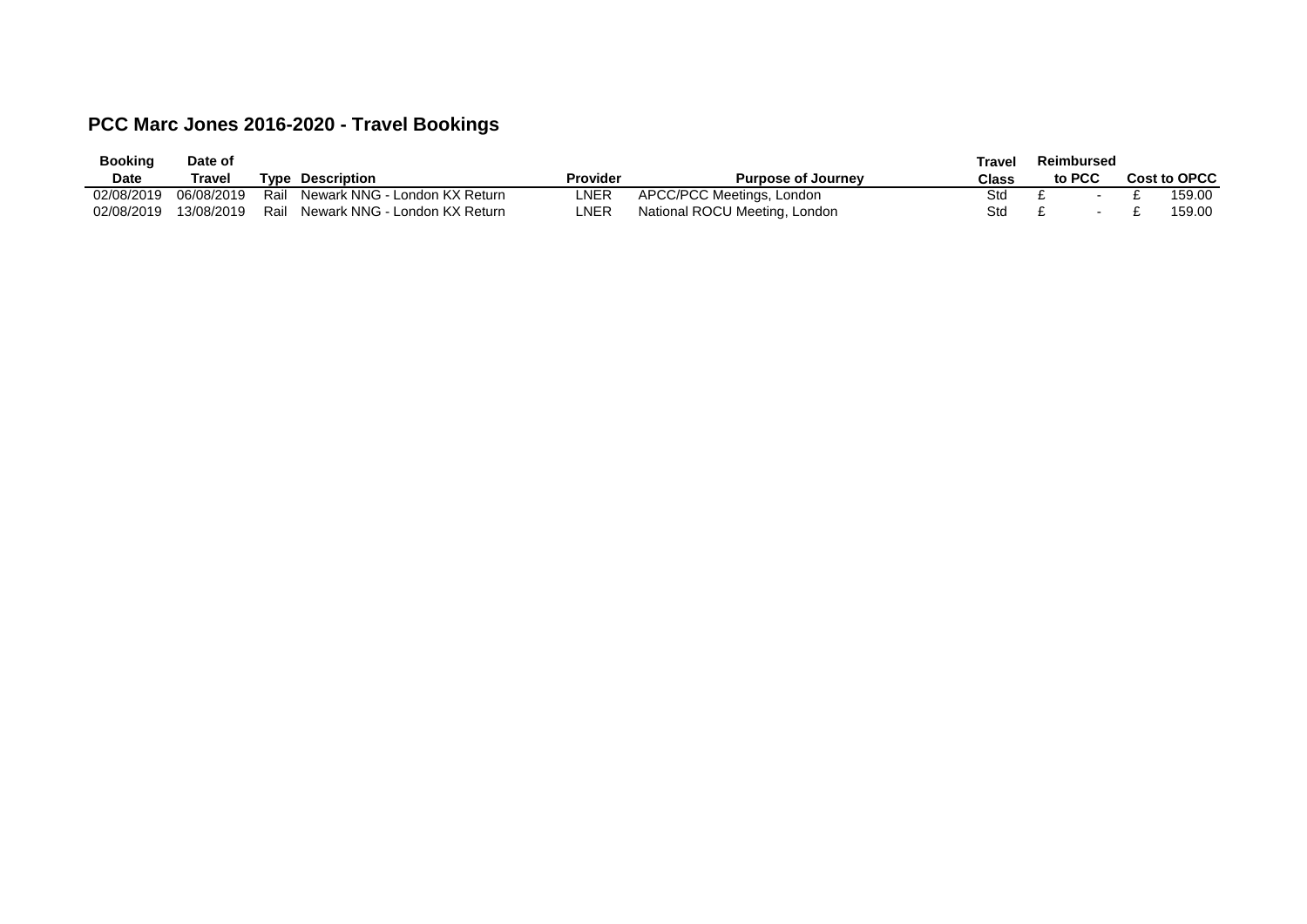## PCC Marc Jones 2016-2020 - Travel Bookings

| Booking Date | Date of Travel | Type | Description | Provider | Purpose of Journey | Travel Class | Reimbursed to PCC | Cost to OPCC |
|---|---|---|---|---|---|---|---|---|
| 02/08/2019 | 06/08/2019 | Rail | Newark NNG - London KX Return | LNER | APCC/PCC Meetings, London | Std | £ - | £ 159.00 |
| 02/08/2019 | 13/08/2019 | Rail | Newark NNG - London KX Return | LNER | National ROCU Meeting, London | Std | £ - | £ 159.00 |